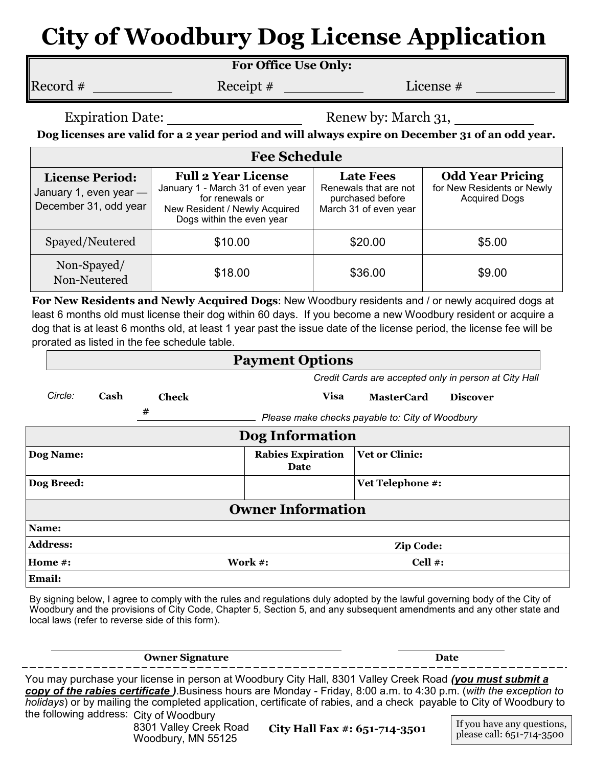# City of Woodbury Dog License Application

| For Office Use Only: | | |
|---|---|---|
| Record # ________ | Receipt # ________ | License # ________ |

Expiration Date: ______________ Renew by: March 31, ________

**Dog licenses are valid for a 2 year period and will always expire on December 31 of an odd year.**

| Fee Schedule | | | |
|---|---|---|---|
| **License Period:** January 1, even year — December 31, odd year | **Full 2 Year License** January 1 - March 31 of even year for renewals or New Resident / Newly Acquired Dogs within the even year | **Late Fees** Renewals that are not purchased before March 31 of even year | **Odd Year Pricing** for New Residents or Newly Acquired Dogs |
| Spayed/Neutered | $10.00 | $20.00 | $5.00 |
| Non-Spayed/ Non-Neutered | $18.00 | $36.00 | $9.00 |

**For New Residents and Newly Acquired Dogs**: New Woodbury residents and / or newly acquired dogs at least 6 months old must license their dog within 60 days. If you become a new Woodbury resident or acquire a dog that is at least 6 months old, at least 1 year past the issue date of the license period, the license fee will be prorated as listed in the fee schedule table.

## Payment Options

*Credit Cards are accepted only in person at City Hall*

*Circle:* **Cash** **Check** # ______________ **Visa** **MasterCard** **Discover**

*Please make checks payable to: City of Woodbury*

| Dog Information | | |
|---|---|---|
| **Dog Name:** | **Rabies Expiration Date** | **Vet or Clinic:** |
| **Dog Breed:** | | **Vet Telephone #:** |

| Owner Information | | |
|---|---|---|
| **Name:** | | |
| **Address:** | | **Zip Code:** |
| **Home #:** | **Work #:** | **Cell #:** |
| **Email:** | | |

By signing below, I agree to comply with the rules and regulations duly adopted by the lawful governing body of the City of Woodbury and the provisions of City Code, Chapter 5, Section 5, and any subsequent amendments and any other state and local laws (refer to reverse side of this form).

______________________________ ______________

**Owner Signature** **Date**

You may purchase your license in person at Woodbury City Hall, 8301 Valley Creek Road ***(you must submit a copy of the rabies certificate )***.Business hours are Monday - Friday, 8:00 a.m. to 4:30 p.m. (*with the exception to holidays*) or by mailing the completed application, certificate of rabies, and a check payable to City of Woodbury to the following address:

City of Woodbury
8301 Valley Creek Road
Woodbury, MN 55125

**City Hall Fax #: 651-714-3501**

If you have any questions, please call: 651-714-3500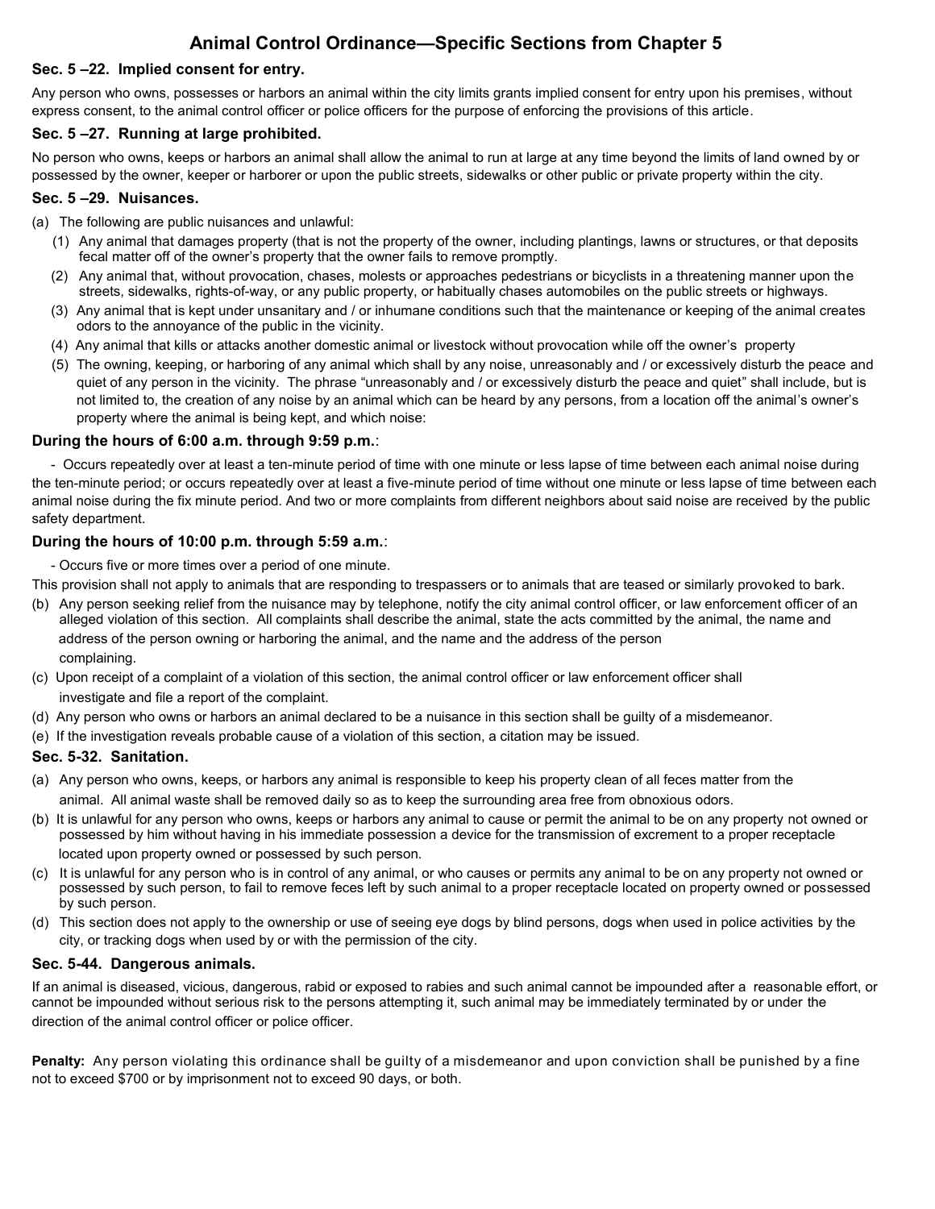# Animal Control Ordinance—Specific Sections from Chapter 5

### Sec. 5 –22. Implied consent for entry.

Any person who owns, possesses or harbors an animal within the city limits grants implied consent for entry upon his premises, without express consent, to the animal control officer or police officers for the purpose of enforcing the provisions of this article.

### Sec. 5 –27. Running at large prohibited.

No person who owns, keeps or harbors an animal shall allow the animal to run at large at any time beyond the limits of land owned by or possessed by the owner, keeper or harborer or upon the public streets, sidewalks or other public or private property within the city.

### Sec. 5 –29. Nuisances.

(a) The following are public nuisances and unlawful:

(1) Any animal that damages property (that is not the property of the owner, including plantings, lawns or structures, or that deposits fecal matter off of the owner's property that the owner fails to remove promptly.

(2) Any animal that, without provocation, chases, molests or approaches pedestrians or bicyclists in a threatening manner upon the streets, sidewalks, rights-of-way, or any public property, or habitually chases automobiles on the public streets or highways.

(3) Any animal that is kept under unsanitary and / or inhumane conditions such that the maintenance or keeping of the animal creates odors to the annoyance of the public in the vicinity.

(4) Any animal that kills or attacks another domestic animal or livestock without provocation while off the owner's property

(5) The owning, keeping, or harboring of any animal which shall by any noise, unreasonably and / or excessively disturb the peace and quiet of any person in the vicinity. The phrase "unreasonably and / or excessively disturb the peace and quiet" shall include, but is not limited to, the creation of any noise by an animal which can be heard by any persons, from a location off the animal's owner's property where the animal is being kept, and which noise:

#### During the hours of 6:00 a.m. through 9:59 p.m.:

- Occurs repeatedly over at least a ten-minute period of time with one minute or less lapse of time between each animal noise during the ten-minute period; or occurs repeatedly over at least a five-minute period of time without one minute or less lapse of time between each animal noise during the fix minute period. And two or more complaints from different neighbors about said noise are received by the public safety department.

#### During the hours of 10:00 p.m. through 5:59 a.m.:

- Occurs five or more times over a period of one minute.

This provision shall not apply to animals that are responding to trespassers or to animals that are teased or similarly provoked to bark.

(b) Any person seeking relief from the nuisance may by telephone, notify the city animal control officer, or law enforcement officer of an alleged violation of this section. All complaints shall describe the animal, state the acts committed by the animal, the name and address of the person owning or harboring the animal, and the name and the address of the person complaining.

(c) Upon receipt of a complaint of a violation of this section, the animal control officer or law enforcement officer shall investigate and file a report of the complaint.

(d) Any person who owns or harbors an animal declared to be a nuisance in this section shall be guilty of a misdemeanor.

(e) If the investigation reveals probable cause of a violation of this section, a citation may be issued.

### Sec. 5-32. Sanitation.

(a) Any person who owns, keeps, or harbors any animal is responsible to keep his property clean of all feces matter from the animal. All animal waste shall be removed daily so as to keep the surrounding area free from obnoxious odors.

(b) It is unlawful for any person who owns, keeps or harbors any animal to cause or permit the animal to be on any property not owned or possessed by him without having in his immediate possession a device for the transmission of excrement to a proper receptacle located upon property owned or possessed by such person.

(c) It is unlawful for any person who is in control of any animal, or who causes or permits any animal to be on any property not owned or possessed by such person, to fail to remove feces left by such animal to a proper receptacle located on property owned or possessed by such person.

(d) This section does not apply to the ownership or use of seeing eye dogs by blind persons, dogs when used in police activities by the city, or tracking dogs when used by or with the permission of the city.

### Sec. 5-44. Dangerous animals.

If an animal is diseased, vicious, dangerous, rabid or exposed to rabies and such animal cannot be impounded after a reasonable effort, or cannot be impounded without serious risk to the persons attempting it, such animal may be immediately terminated by or under the direction of the animal control officer or police officer.

**Penalty:** Any person violating this ordinance shall be guilty of a misdemeanor and upon conviction shall be punished by a fine not to exceed $700 or by imprisonment not to exceed 90 days, or both.